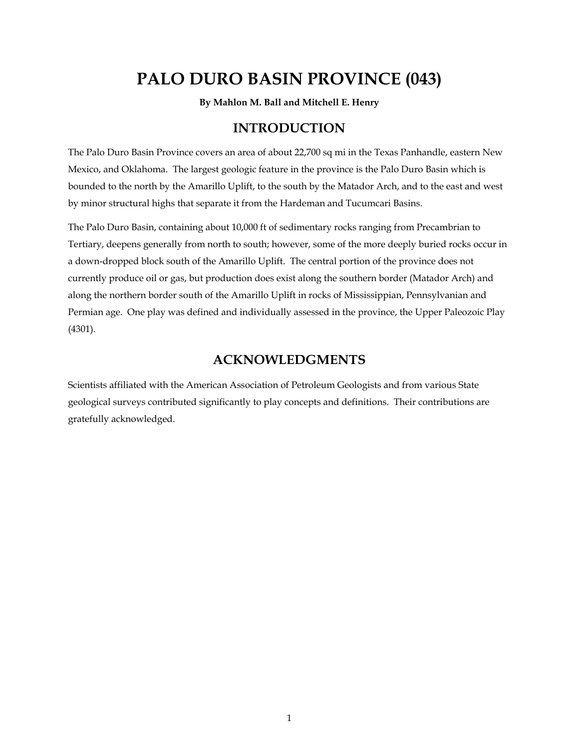# PALO DURO BASIN PROVINCE (043)

**By Mahlon M. Ball and Mitchell E. Henry**

## INTRODUCTION

The Palo Duro Basin Province covers an area of about 22,700 sq mi in the Texas Panhandle, eastern New Mexico, and Oklahoma. The largest geologic feature in the province is the Palo Duro Basin which is bounded to the north by the Amarillo Uplift, to the south by the Matador Arch, and to the east and west by minor structural highs that separate it from the Hardeman and Tucumcari Basins.

The Palo Duro Basin, containing about 10,000 ft of sedimentary rocks ranging from Precambrian to Tertiary, deepens generally from north to south; however, some of the more deeply buried rocks occur in a down-dropped block south of the Amarillo Uplift. The central portion of the province does not currently produce oil or gas, but production does exist along the southern border (Matador Arch) and along the northern border south of the Amarillo Uplift in rocks of Mississippian, Pennsylvanian and Permian age. One play was defined and individually assessed in the province, the Upper Paleozoic Play (4301).

## ACKNOWLEDGMENTS

Scientists affiliated with the American Association of Petroleum Geologists and from various State geological surveys contributed significantly to play concepts and definitions. Their contributions are gratefully acknowledged.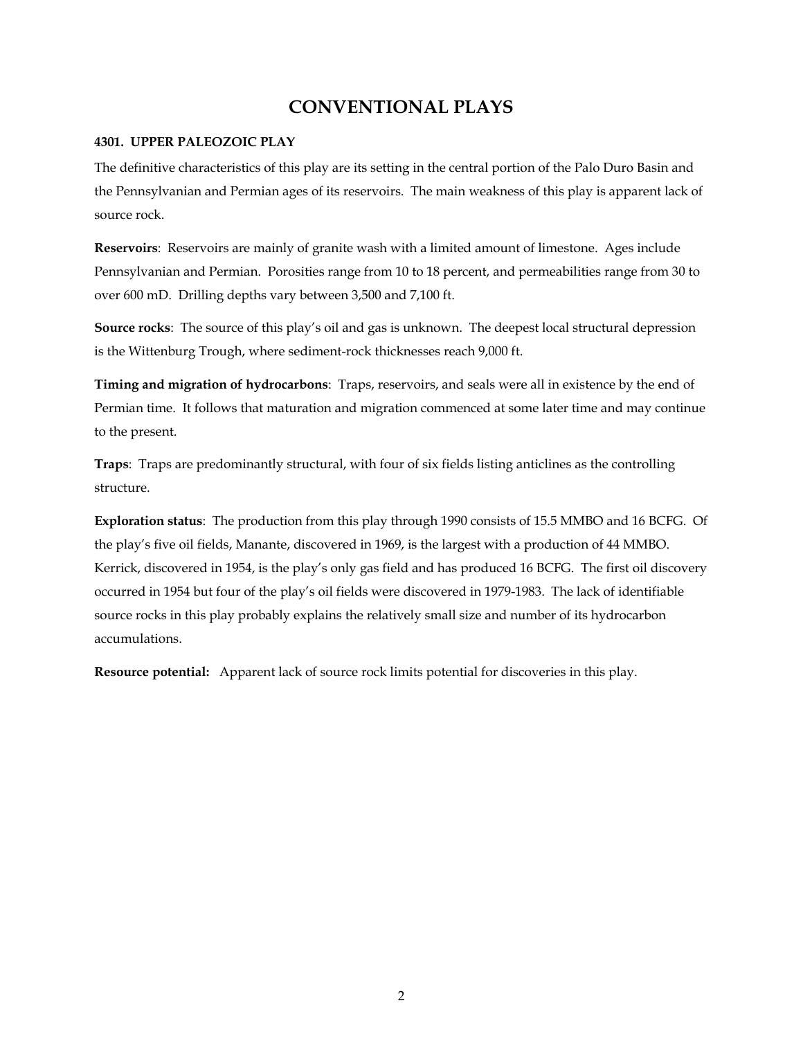# CONVENTIONAL PLAYS

### 4301. UPPER PALEOZOIC PLAY

The definitive characteristics of this play are its setting in the central portion of the Palo Duro Basin and the Pennsylvanian and Permian ages of its reservoirs. The main weakness of this play is apparent lack of source rock.

**Reservoirs**: Reservoirs are mainly of granite wash with a limited amount of limestone. Ages include Pennsylvanian and Permian. Porosities range from 10 to 18 percent, and permeabilities range from 30 to over 600 mD. Drilling depths vary between 3,500 and 7,100 ft.

**Source rocks**: The source of this play's oil and gas is unknown. The deepest local structural depression is the Wittenburg Trough, where sediment-rock thicknesses reach 9,000 ft.

**Timing and migration of hydrocarbons**: Traps, reservoirs, and seals were all in existence by the end of Permian time. It follows that maturation and migration commenced at some later time and may continue to the present.

**Traps**: Traps are predominantly structural, with four of six fields listing anticlines as the controlling structure.

**Exploration status**: The production from this play through 1990 consists of 15.5 MMBO and 16 BCFG. Of the play's five oil fields, Manante, discovered in 1969, is the largest with a production of 44 MMBO. Kerrick, discovered in 1954, is the play's only gas field and has produced 16 BCFG. The first oil discovery occurred in 1954 but four of the play's oil fields were discovered in 1979-1983. The lack of identifiable source rocks in this play probably explains the relatively small size and number of its hydrocarbon accumulations.

**Resource potential:** Apparent lack of source rock limits potential for discoveries in this play.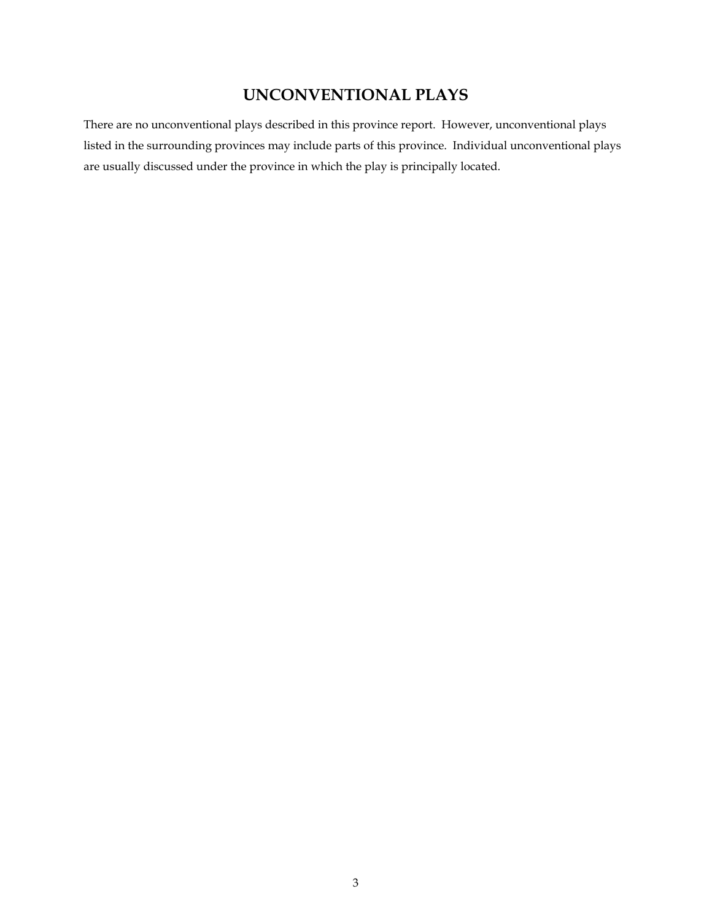# UNCONVENTIONAL PLAYS

There are no unconventional plays described in this province report. However, unconventional plays listed in the surrounding provinces may include parts of this province. Individual unconventional plays are usually discussed under the province in which the play is principally located.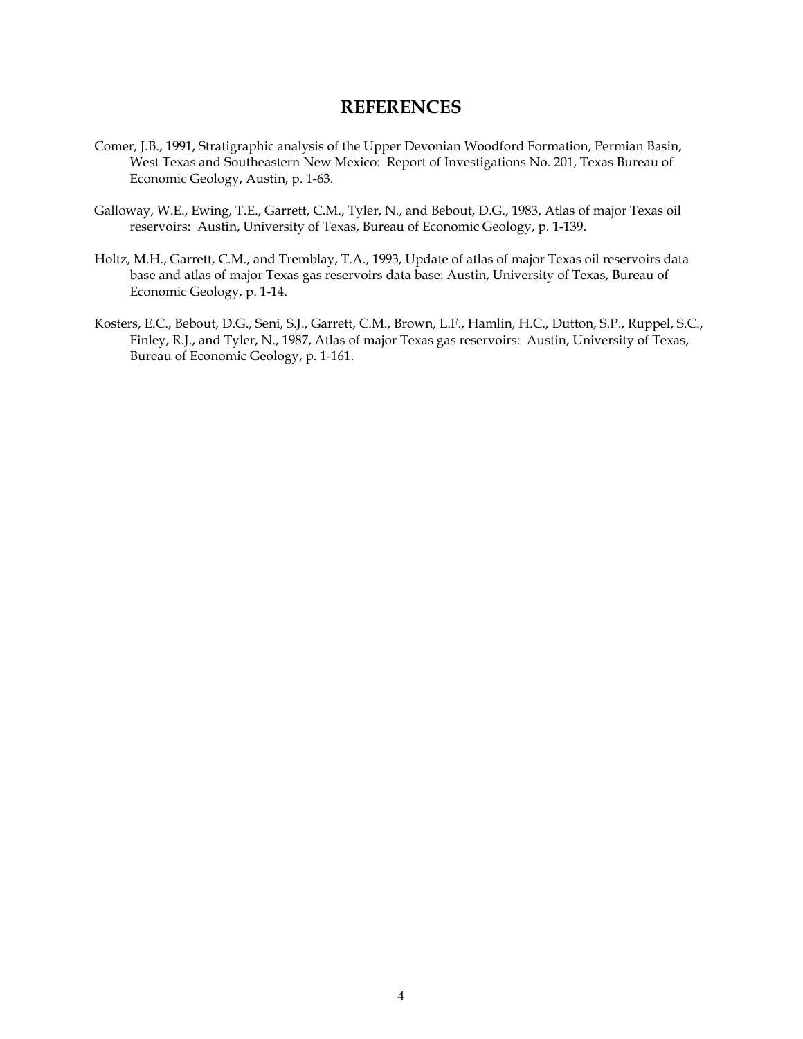## REFERENCES

Comer, J.B., 1991, Stratigraphic analysis of the Upper Devonian Woodford Formation, Permian Basin, West Texas and Southeastern New Mexico: Report of Investigations No. 201, Texas Bureau of Economic Geology, Austin, p. 1-63.

Galloway, W.E., Ewing, T.E., Garrett, C.M., Tyler, N., and Bebout, D.G., 1983, Atlas of major Texas oil reservoirs: Austin, University of Texas, Bureau of Economic Geology, p. 1-139.

Holtz, M.H., Garrett, C.M., and Tremblay, T.A., 1993, Update of atlas of major Texas oil reservoirs data base and atlas of major Texas gas reservoirs data base: Austin, University of Texas, Bureau of Economic Geology, p. 1-14.

Kosters, E.C., Bebout, D.G., Seni, S.J., Garrett, C.M., Brown, L.F., Hamlin, H.C., Dutton, S.P., Ruppel, S.C., Finley, R.J., and Tyler, N., 1987, Atlas of major Texas gas reservoirs: Austin, University of Texas, Bureau of Economic Geology, p. 1-161.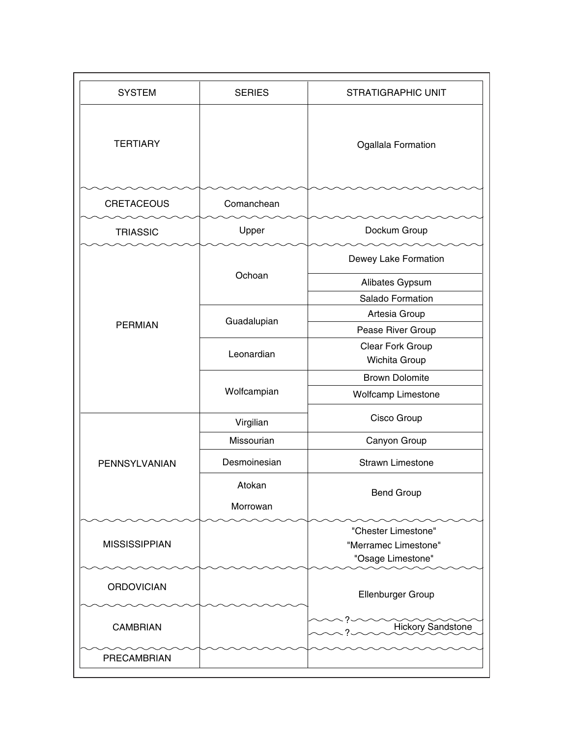| SYSTEM | SERIES | STRATIGRAPHIC UNIT |
|---|---|---|
| TERTIARY | | Ogallala Formation |
| CRETACEOUS | Comanchean | |
| TRIASSIC | Upper | Dockum Group |
| PERMIAN | Ochoan | Dewey Lake Formation |
| | | Alibates Gypsum |
| | | Salado Formation |
| | Guadalupian | Artesia Group |
| | | Pease River Group |
| | Leonardian | Clear Fork Group<br>Wichita Group |
| | Wolfcampian | Brown Dolomite |
| | | Wolfcamp Limestone |
| | | Cisco Group |
| PENNSYLVANIAN | Virgilian | |
| | Missourian | Canyon Group |
| | Desmoinesian | Strawn Limestone |
| | Atokan<br>Morrowan | Bend Group |
| MISSISSIPPIAN | | "Chester Limestone"<br>"Merramec Limestone"<br>"Osage Limestone" |
| ORDOVICIAN | | Ellenburger Group |
| CAMBRIAN | | ? Hickory Sandstone ? |
| PRECAMBRIAN | | |